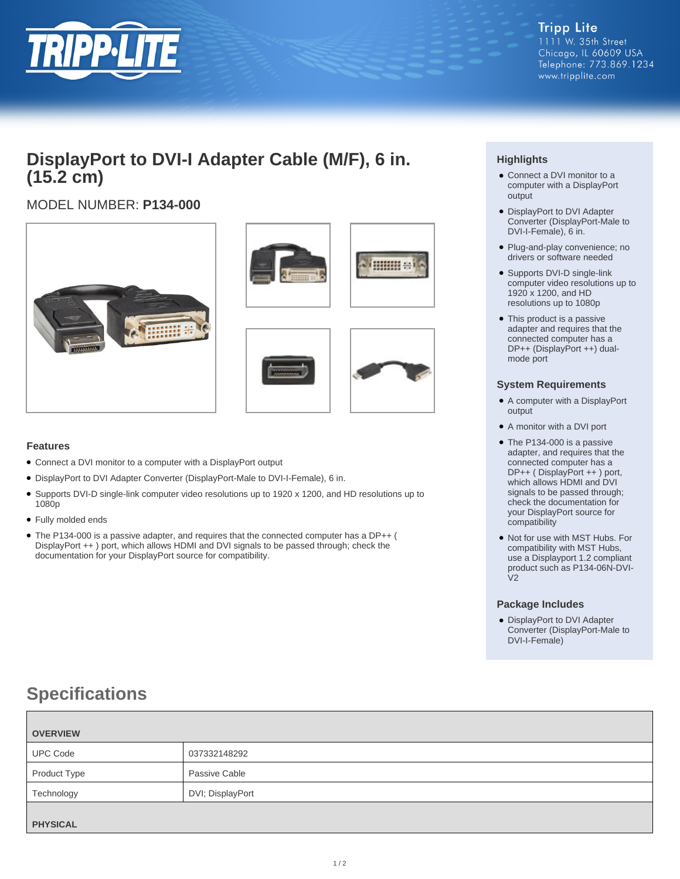Tripp Lite
1111 W. 35th Street
Chicago, IL 60609 USA
Telephone: 773.869.1234
www.tripplite.com

# DisplayPort to DVI-I Adapter Cable (M/F), 6 in. (15.2 cm)

MODEL NUMBER: **P134-000**

## Highlights

- Connect a DVI monitor to a computer with a DisplayPort output
- DisplayPort to DVI Adapter Converter (DisplayPort-Male to DVI-I-Female), 6 in.
- Plug-and-play convenience; no drivers or software needed
- Supports DVI-D single-link computer video resolutions up to 1920 x 1200, and HD resolutions up to 1080p
- This product is a passive adapter and requires that the connected computer has a DP++ (DisplayPort ++) dual-mode port

## System Requirements

- A computer with a DisplayPort output
- A monitor with a DVI port
- The P134-000 is a passive adapter, and requires that the connected computer has a DP++ ( DisplayPort ++ ) port, which allows HDMI and DVI signals to be passed through; check the documentation for your DisplayPort source for compatibility
- Not for use with MST Hubs. For compatibility with MST Hubs, use a Displayport 1.2 compliant product such as P134-06N-DVI-V2

## Package Includes

- DisplayPort to DVI Adapter Converter (DisplayPort-Male to DVI-I-Female)

## Features

- Connect a DVI monitor to a computer with a DisplayPort output
- DisplayPort to DVI Adapter Converter (DisplayPort-Male to DVI-I-Female), 6 in.
- Supports DVI-D single-link computer video resolutions up to 1920 x 1200, and HD resolutions up to 1080p
- Fully molded ends
- The P134-000 is a passive adapter, and requires that the connected computer has a DP++ ( DisplayPort ++ ) port, which allows HDMI and DVI signals to be passed through; check the documentation for your DisplayPort source for compatibility.

# Specifications

| OVERVIEW | |
|---|---|
| UPC Code | 037332148292 |
| Product Type | Passive Cable |
| Technology | DVI; DisplayPort |
| **PHYSICAL** | |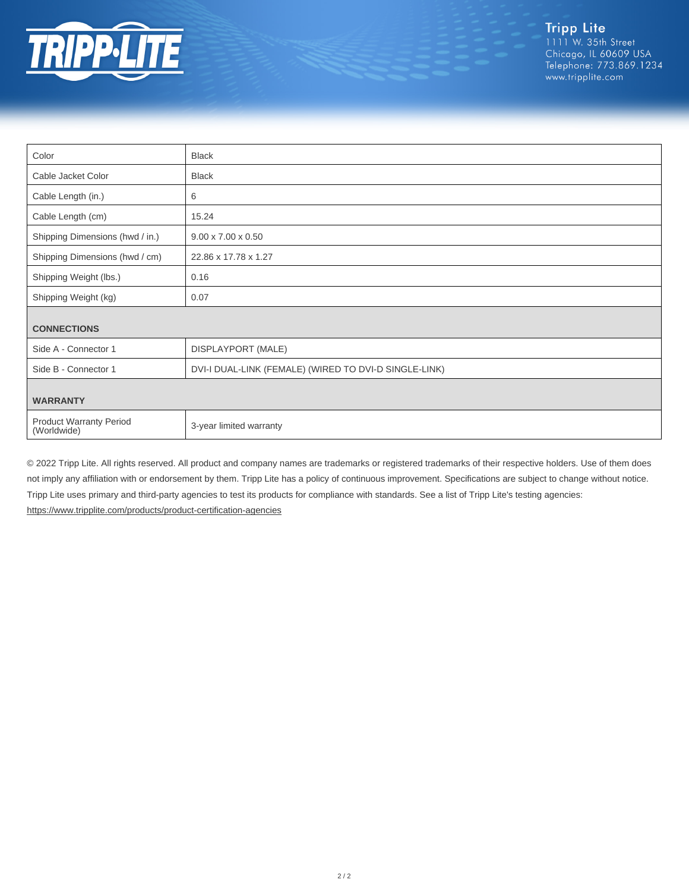| | |
|---|---|
| Color | Black |
| Cable Jacket Color | Black |
| Cable Length (in.) | 6 |
| Cable Length (cm) | 15.24 |
| Shipping Dimensions (hwd / in.) | 9.00 x 7.00 x 0.50 |
| Shipping Dimensions (hwd / cm) | 22.86 x 17.78 x 1.27 |
| Shipping Weight (lbs.) | 0.16 |
| Shipping Weight (kg) | 0.07 |
| **CONNECTIONS** | |
| Side A - Connector 1 | DISPLAYPORT (MALE) |
| Side B - Connector 1 | DVI-I DUAL-LINK (FEMALE) (WIRED TO DVI-D SINGLE-LINK) |
| **WARRANTY** | |
| Product Warranty Period (Worldwide) | 3-year limited warranty |

© 2022 Tripp Lite. All rights reserved. All product and company names are trademarks or registered trademarks of their respective holders. Use of them does not imply any affiliation with or endorsement by them. Tripp Lite has a policy of continuous improvement. Specifications are subject to change without notice. Tripp Lite uses primary and third-party agencies to test its products for compliance with standards. See a list of Tripp Lite's testing agencies: https://www.tripplite.com/products/product-certification-agencies